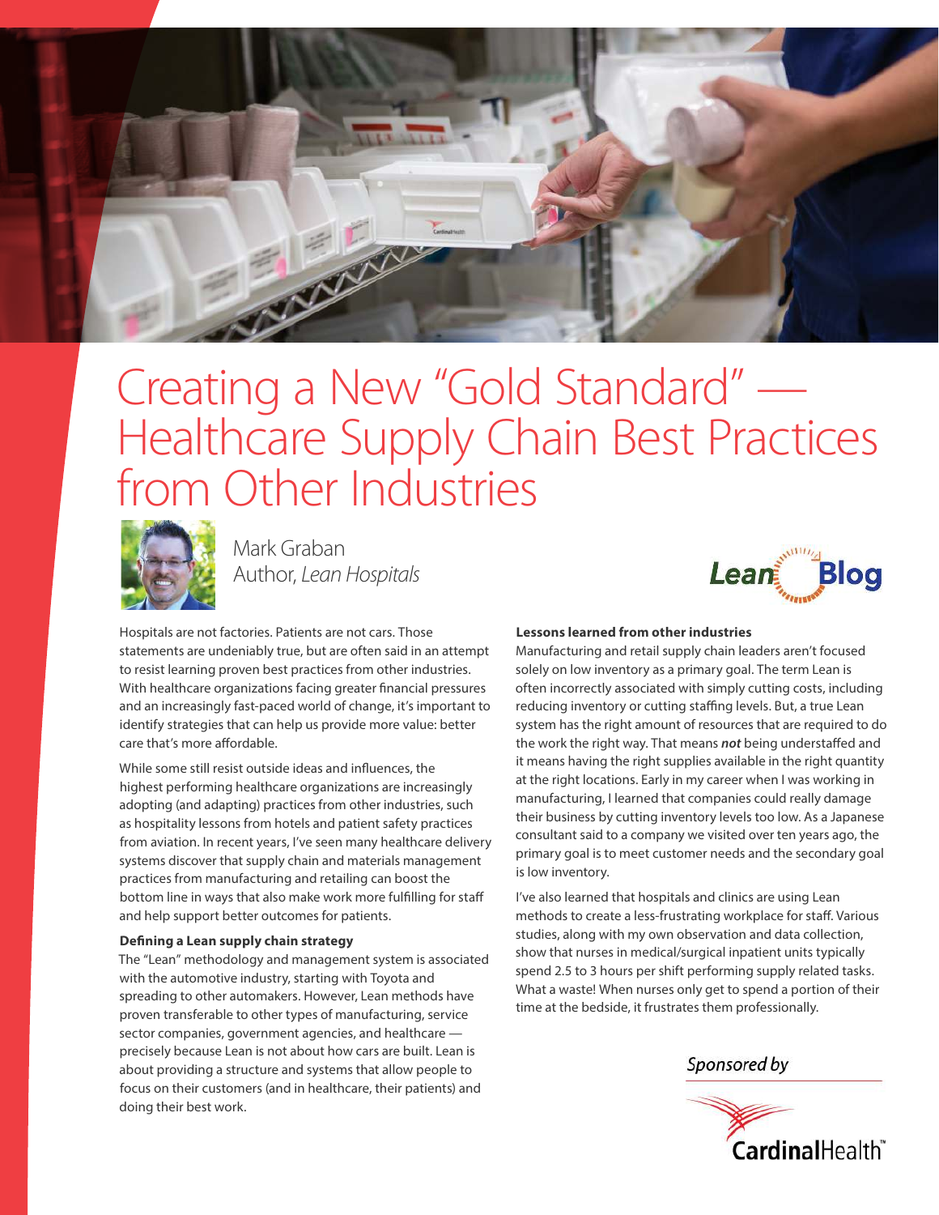# Creating a New "Gold Standard" — Healthcare Supply Chain Best Practices from Other Industries

Mark Graban
Author, *Lean Hospitals*

Lean Blog

Hospitals are not factories. Patients are not cars. Those statements are undeniably true, but are often said in an attempt to resist learning proven best practices from other industries. With healthcare organizations facing greater financial pressures and an increasingly fast-paced world of change, it's important to identify strategies that can help us provide more value: better care that's more affordable.

While some still resist outside ideas and influences, the highest performing healthcare organizations are increasingly adopting (and adapting) practices from other industries, such as hospitality lessons from hotels and patient safety practices from aviation. In recent years, I've seen many healthcare delivery systems discover that supply chain and materials management practices from manufacturing and retailing can boost the bottom line in ways that also make work more fulfilling for staff and help support better outcomes for patients.

### Defining a Lean supply chain strategy

The "Lean" methodology and management system is associated with the automotive industry, starting with Toyota and spreading to other automakers. However, Lean methods have proven transferable to other types of manufacturing, service sector companies, government agencies, and healthcare — precisely because Lean is not about how cars are built. Lean is about providing a structure and systems that allow people to focus on their customers (and in healthcare, their patients) and doing their best work.

### Lessons learned from other industries

Manufacturing and retail supply chain leaders aren't focused solely on low inventory as a primary goal. The term Lean is often incorrectly associated with simply cutting costs, including reducing inventory or cutting staffing levels. But, a true Lean system has the right amount of resources that are required to do the work the right way. That means ***not*** being understaffed and it means having the right supplies available in the right quantity at the right locations. Early in my career when I was working in manufacturing, I learned that companies could really damage their business by cutting inventory levels too low. As a Japanese consultant said to a company we visited over ten years ago, the primary goal is to meet customer needs and the secondary goal is low inventory.

I've also learned that hospitals and clinics are using Lean methods to create a less-frustrating workplace for staff. Various studies, along with my own observation and data collection, show that nurses in medical/surgical inpatient units typically spend 2.5 to 3 hours per shift performing supply related tasks. What a waste! When nurses only get to spend a portion of their time at the bedside, it frustrates them professionally.

*Sponsored by*

CardinalHealth™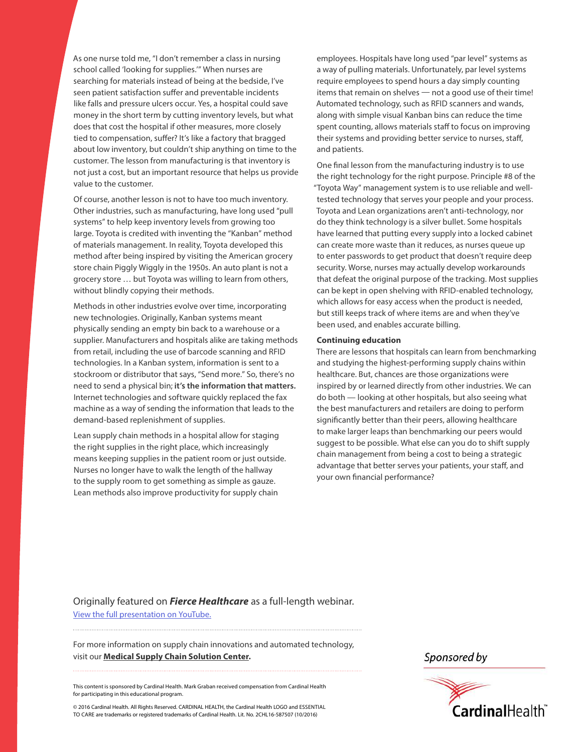As one nurse told me, "I don't remember a class in nursing school called 'looking for supplies.'" When nurses are searching for materials instead of being at the bedside, I've seen patient satisfaction suffer and preventable incidents like falls and pressure ulcers occur. Yes, a hospital could save money in the short term by cutting inventory levels, but what does that cost the hospital if other measures, more closely tied to compensation, suffer? It's like a factory that bragged about low inventory, but couldn't ship anything on time to the customer. The lesson from manufacturing is that inventory is not just a cost, but an important resource that helps us provide value to the customer.

Of course, another lesson is not to have too much inventory. Other industries, such as manufacturing, have long used "pull systems" to help keep inventory levels from growing too large. Toyota is credited with inventing the "Kanban" method of materials management. In reality, Toyota developed this method after being inspired by visiting the American grocery store chain Piggly Wiggly in the 1950s. An auto plant is not a grocery store … but Toyota was willing to learn from others, without blindly copying their methods.

Methods in other industries evolve over time, incorporating new technologies. Originally, Kanban systems meant physically sending an empty bin back to a warehouse or a supplier. Manufacturers and hospitals alike are taking methods from retail, including the use of barcode scanning and RFID technologies. In a Kanban system, information is sent to a stockroom or distributor that says, "Send more." So, there's no need to send a physical bin; **it's the information that matters.** Internet technologies and software quickly replaced the fax machine as a way of sending the information that leads to the demand-based replenishment of supplies.

Lean supply chain methods in a hospital allow for staging the right supplies in the right place, which increasingly means keeping supplies in the patient room or just outside. Nurses no longer have to walk the length of the hallway to the supply room to get something as simple as gauze. Lean methods also improve productivity for supply chain employees. Hospitals have long used "par level" systems as a way of pulling materials. Unfortunately, par level systems require employees to spend hours a day simply counting items that remain on shelves — not a good use of their time! Automated technology, such as RFID scanners and wands, along with simple visual Kanban bins can reduce the time spent counting, allows materials staff to focus on improving their systems and providing better service to nurses, staff, and patients.

One final lesson from the manufacturing industry is to use the right technology for the right purpose. Principle #8 of the "Toyota Way" management system is to use reliable and well-tested technology that serves your people and your process. Toyota and Lean organizations aren't anti-technology, nor do they think technology is a silver bullet. Some hospitals have learned that putting every supply into a locked cabinet can create more waste than it reduces, as nurses queue up to enter passwords to get product that doesn't require deep security. Worse, nurses may actually develop workarounds that defeat the original purpose of the tracking. Most supplies can be kept in open shelving with RFID-enabled technology, which allows for easy access when the product is needed, but still keeps track of where items are and when they've been used, and enables accurate billing.

**Continuing education**

There are lessons that hospitals can learn from benchmarking and studying the highest-performing supply chains within healthcare. But, chances are those organizations were inspired by or learned directly from other industries. We can do both — looking at other hospitals, but also seeing what the best manufacturers and retailers are doing to perform significantly better than their peers, allowing healthcare to make larger leaps than benchmarking our peers would suggest to be possible. What else can you do to shift supply chain management from being a cost to being a strategic advantage that better serves your patients, your staff, and your own financial performance?

Originally featured on ***Fierce Healthcare*** as a full-length webinar.
View the full presentation on YouTube.

For more information on supply chain innovations and automated technology, visit our **Medical Supply Chain Solution Center.**

This content is sponsored by Cardinal Health. Mark Graban received compensation from Cardinal Health for participating in this educational program.

© 2016 Cardinal Health. All Rights Reserved. CARDINAL HEALTH, the Cardinal Health LOGO and ESSENTIAL TO CARE are trademarks or registered trademarks of Cardinal Health. Lit. No. 2CHL16-587507 (10/2016)

*Sponsored by*

CardinalHealth™